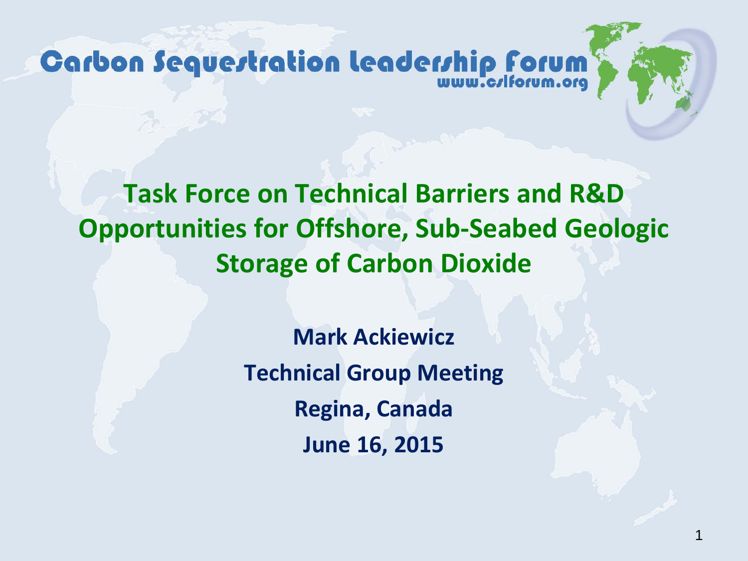Carbon Sequestration Leadership Forum
www.cslforum.org

# Task Force on Technical Barriers and R&D Opportunities for Offshore, Sub-Seabed Geologic Storage of Carbon Dioxide

**Mark Ackiewicz**

**Technical Group Meeting**

**Regina, Canada**

**June 16, 2015**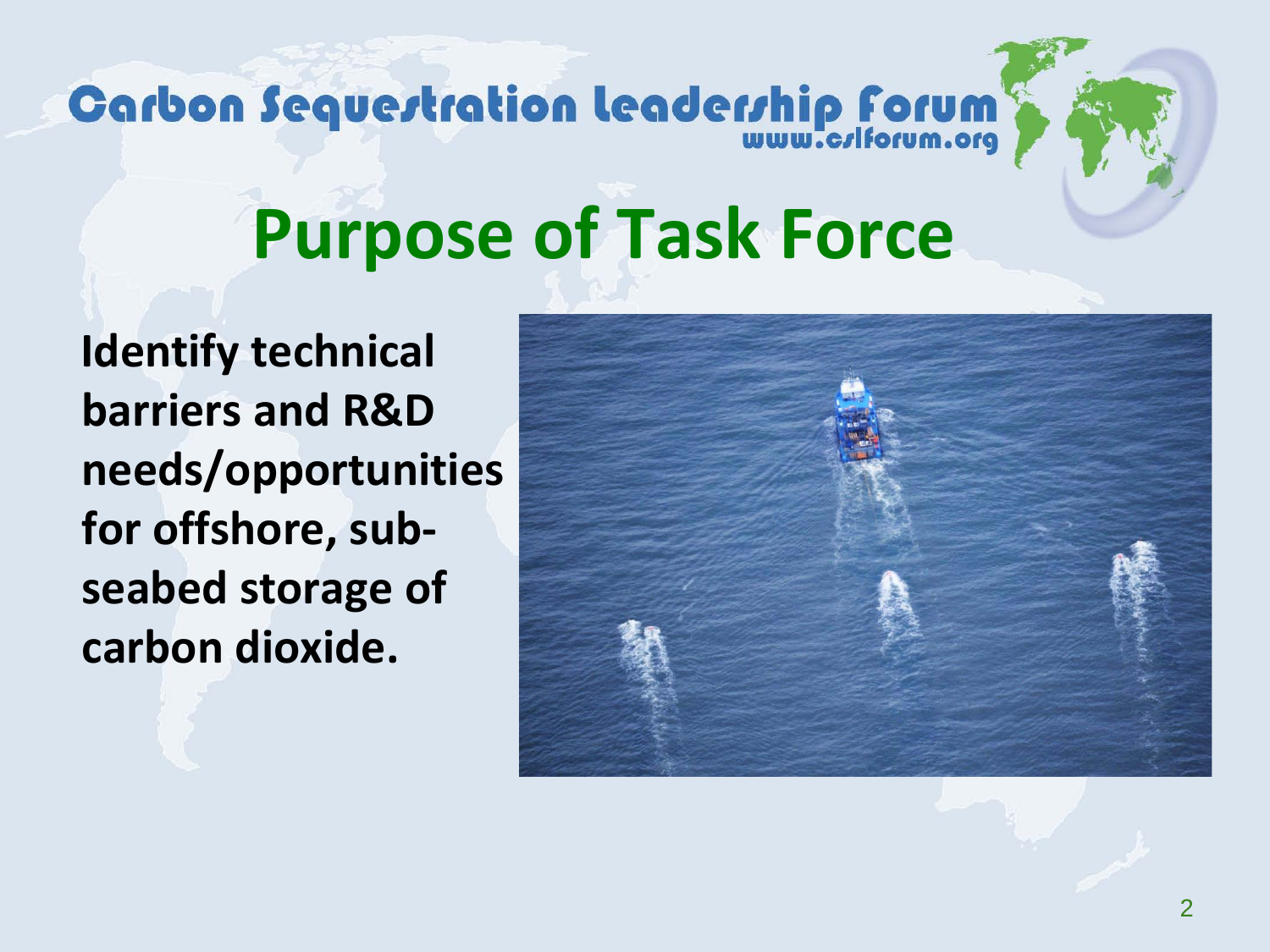# Purpose of Task Force

**Identify technical barriers and R&D needs/opportunities for offshore, sub-seabed storage of carbon dioxide.**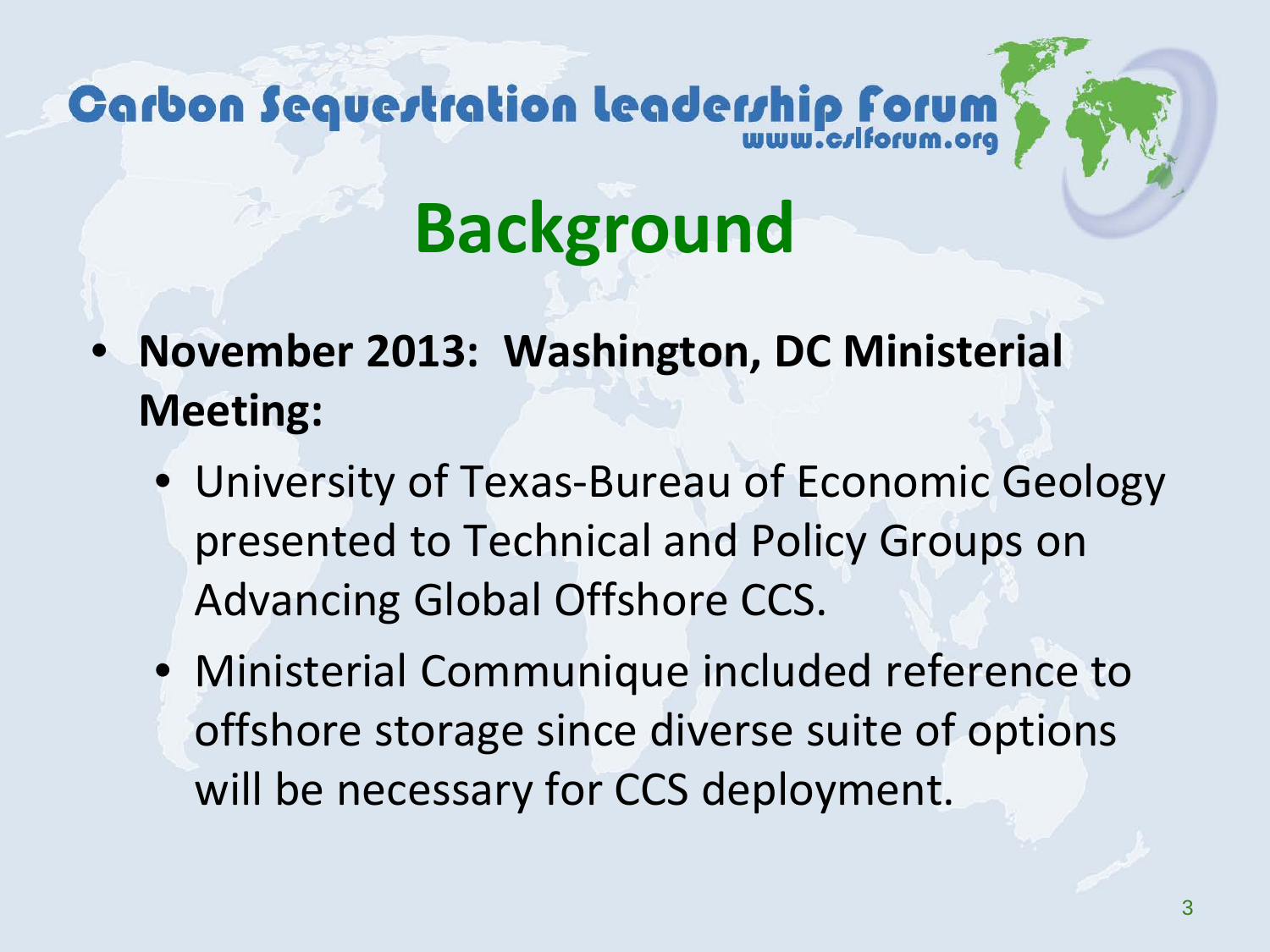# Background

- **November 2013: Washington, DC Ministerial Meeting:**
  - University of Texas-Bureau of Economic Geology presented to Technical and Policy Groups on Advancing Global Offshore CCS.
  - Ministerial Communique included reference to offshore storage since diverse suite of options will be necessary for CCS deployment.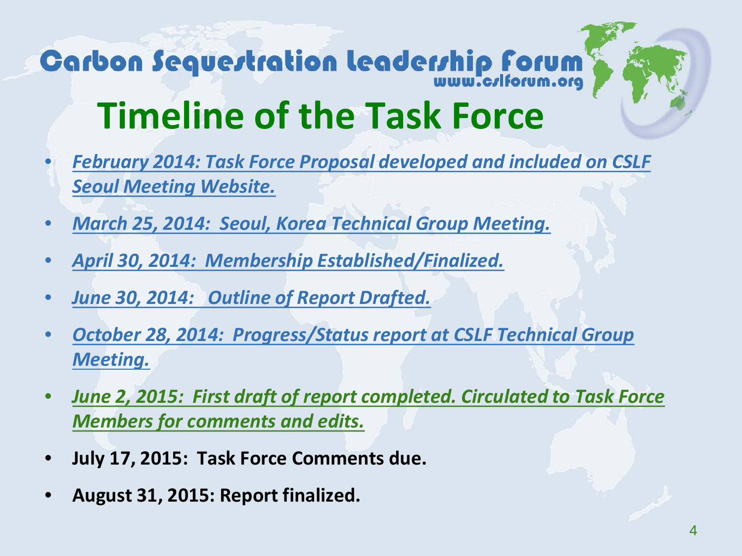Carbon Sequestration Leadership Forum
www.cslforum.org

# Timeline of the Task Force

- *February 2014: Task Force Proposal developed and included on CSLF Seoul Meeting Website.*
- *March 25, 2014: Seoul, Korea Technical Group Meeting.*
- *April 30, 2014: Membership Established/Finalized.*
- *June 30, 2014: Outline of Report Drafted.*
- *October 28, 2014: Progress/Status report at CSLF Technical Group Meeting.*
- *June 2, 2015: First draft of report completed. Circulated to Task Force Members for comments and edits.*
- **July 17, 2015: Task Force Comments due.**
- **August 31, 2015: Report finalized.**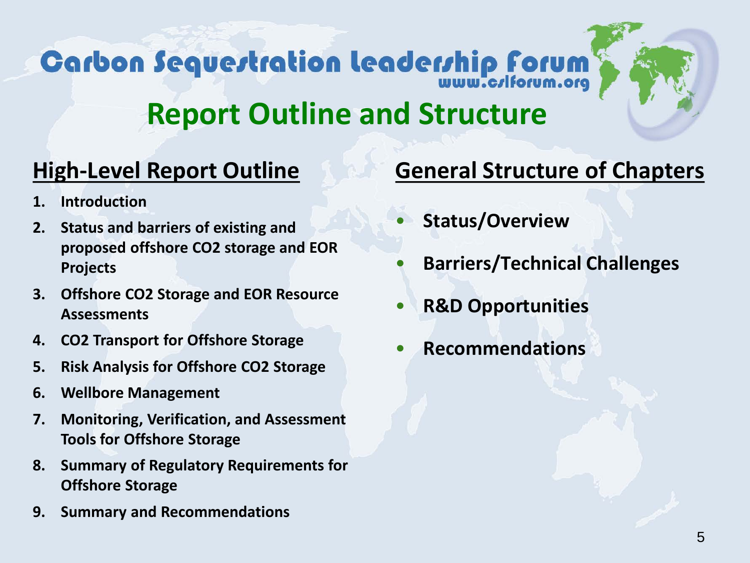# Carbon Sequestration Leadership Forum

www.cslforum.org

## Report Outline and Structure

### High-Level Report Outline

1. **Introduction**
2. **Status and barriers of existing and proposed offshore $CO_2$ storage and EOR Projects**
3. **Offshore $CO_2$ Storage and EOR Resource Assessments**
4. **$CO_2$ Transport for Offshore Storage**
5. **Risk Analysis for Offshore $CO_2$ Storage**
6. **Wellbore Management**
7. **Monitoring, Verification, and Assessment Tools for Offshore Storage**
8. **Summary of Regulatory Requirements for Offshore Storage**
9. **Summary and Recommendations**

### General Structure of Chapters

- **Status/Overview**
- **Barriers/Technical Challenges**
- **R&D Opportunities**
- **Recommendations**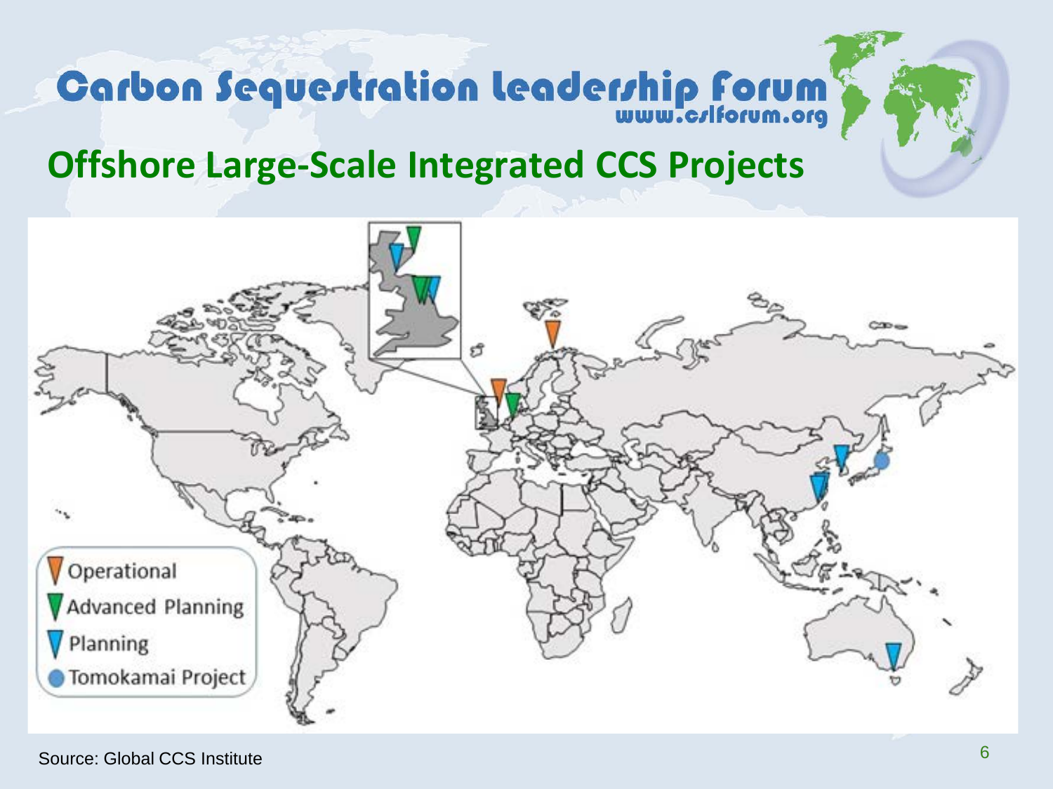## Offshore Large-Scale Integrated CCS Projects

- Operational
- Advanced Planning
- Planning
- Tomokamai Project

Source: Global CCS Institute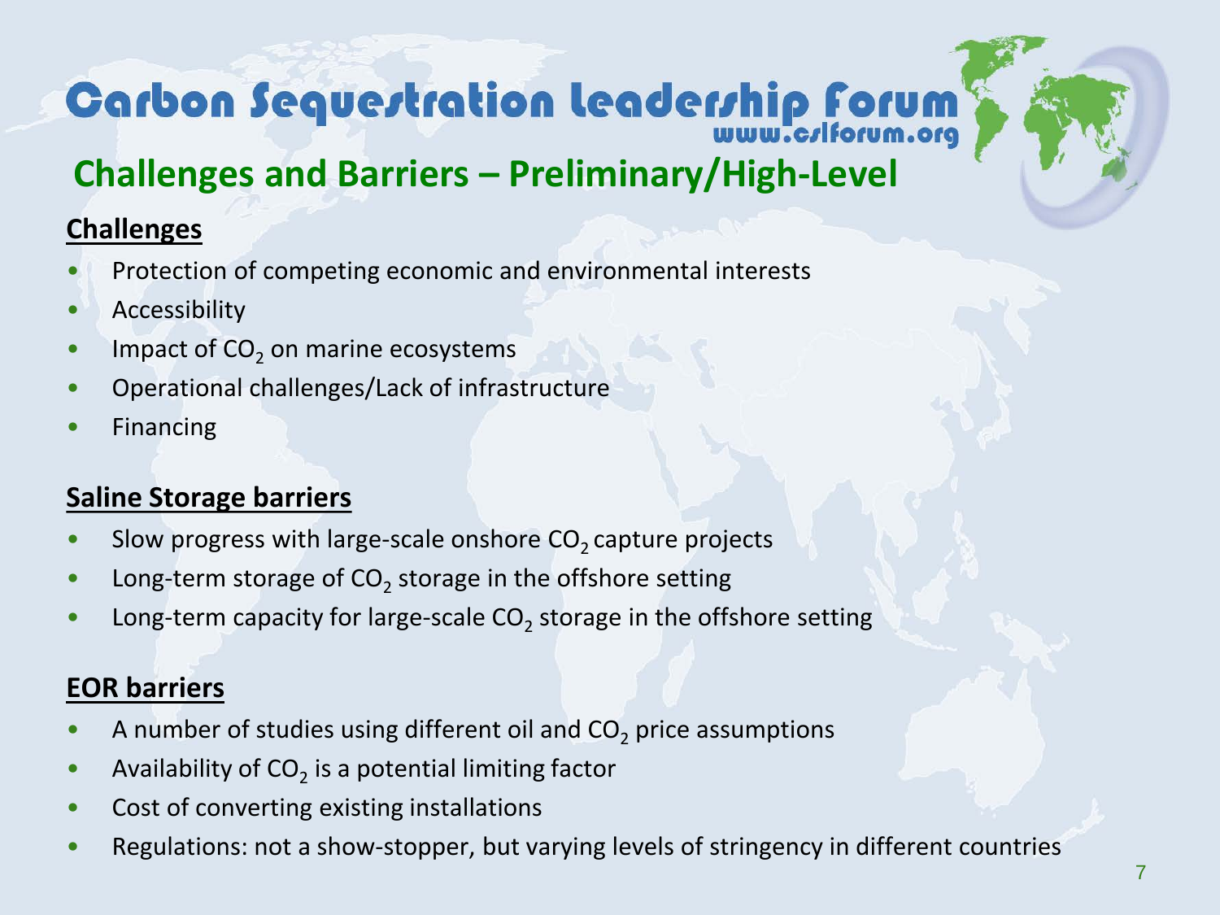## Challenges and Barriers – Preliminary/High-Level

**Challenges**

- Protection of competing economic and environmental interests
- Accessibility
- Impact of $CO_2$ on marine ecosystems
- Operational challenges/Lack of infrastructure
- Financing

**Saline Storage barriers**

- Slow progress with large-scale onshore $CO_2$ capture projects
- Long-term storage of $CO_2$ storage in the offshore setting
- Long-term capacity for large-scale $CO_2$ storage in the offshore setting

**EOR barriers**

- A number of studies using different oil and $CO_2$ price assumptions
- Availability of $CO_2$ is a potential limiting factor
- Cost of converting existing installations
- Regulations: not a show-stopper, but varying levels of stringency in different countries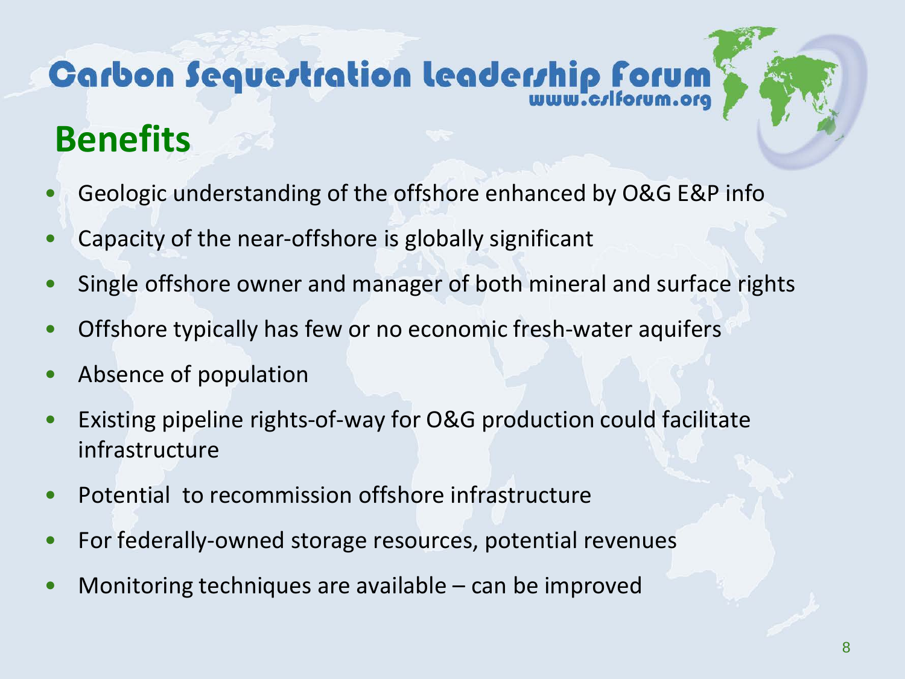# Carbon Sequestration Leadership Forum

www.cslforum.org

## Benefits

- Geologic understanding of the offshore enhanced by O&G E&P info
- Capacity of the near-offshore is globally significant
- Single offshore owner and manager of both mineral and surface rights
- Offshore typically has few or no economic fresh-water aquifers
- Absence of population
- Existing pipeline rights-of-way for O&G production could facilitate infrastructure
- Potential to recommission offshore infrastructure
- For federally-owned storage resources, potential revenues
- Monitoring techniques are available – can be improved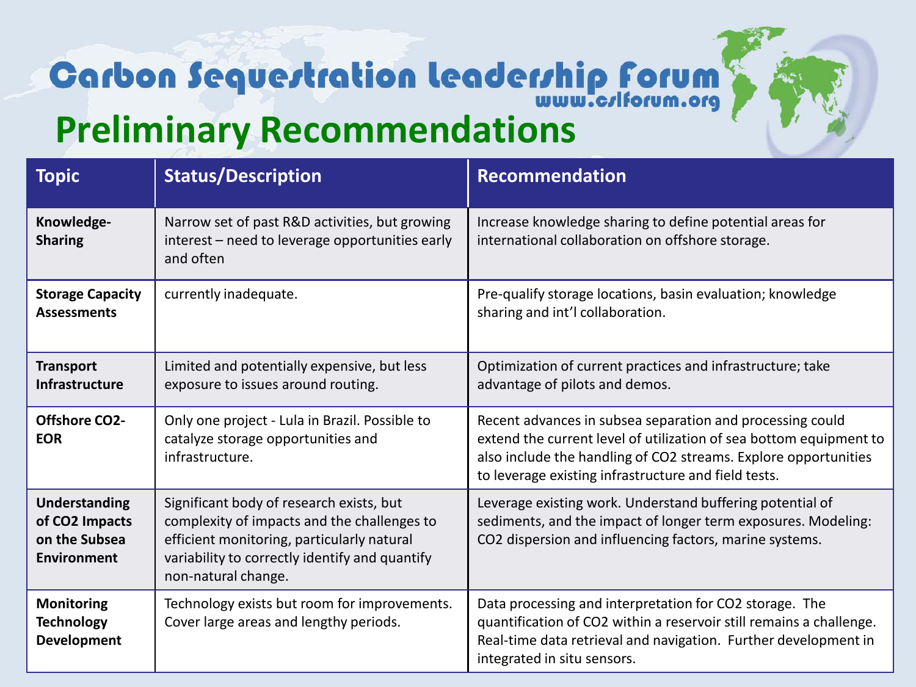Carbon Sequestration Leadership Forum
www.cslforum.org

# Preliminary Recommendations

| Topic | Status/Description | Recommendation |
|---|---|---|
| **Knowledge-Sharing** | Narrow set of past R&D activities, but growing interest – need to leverage opportunities early and often | Increase knowledge sharing to define potential areas for international collaboration on offshore storage. |
| **Storage Capacity Assessments** | currently inadequate. | Pre-qualify storage locations, basin evaluation; knowledge sharing and int'l collaboration. |
| **Transport Infrastructure** | Limited and potentially expensive, but less exposure to issues around routing. | Optimization of current practices and infrastructure; take advantage of pilots and demos. |
| **Offshore $CO_2$-EOR** | Only one project - Lula in Brazil. Possible to catalyze storage opportunities and infrastructure. | Recent advances in subsea separation and processing could extend the current level of utilization of sea bottom equipment to also include the handling of $CO_2$ streams. Explore opportunities to leverage existing infrastructure and field tests. |
| **Understanding of $CO_2$ Impacts on the Subsea Environment** | Significant body of research exists, but complexity of impacts and the challenges to efficient monitoring, particularly natural variability to correctly identify and quantify non-natural change. | Leverage existing work. Understand buffering potential of sediments, and the impact of longer term exposures. Modeling: $CO_2$ dispersion and influencing factors, marine systems. |
| **Monitoring Technology Development** | Technology exists but room for improvements. Cover large areas and lengthy periods. | Data processing and interpretation for $CO_2$ storage. The quantification of $CO_2$ within a reservoir still remains a challenge. Real-time data retrieval and navigation. Further development in integrated in situ sensors. |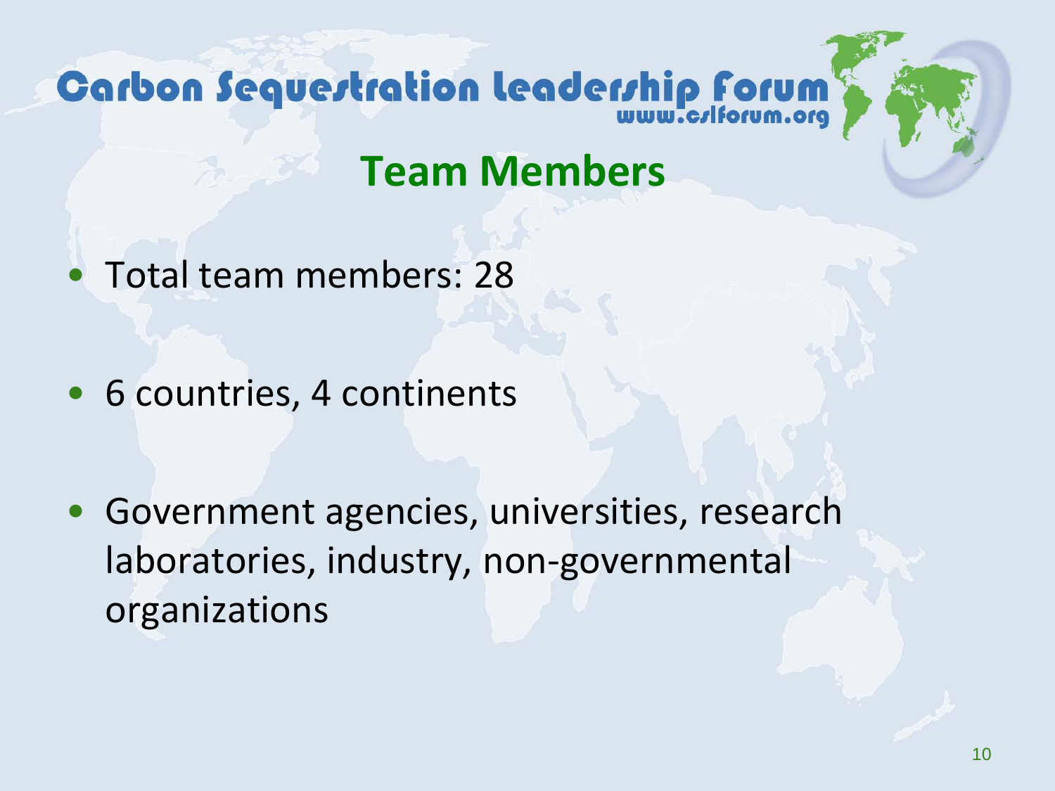# Team Members

- Total team members: 28
- 6 countries, 4 continents
- Government agencies, universities, research laboratories, industry, non-governmental organizations